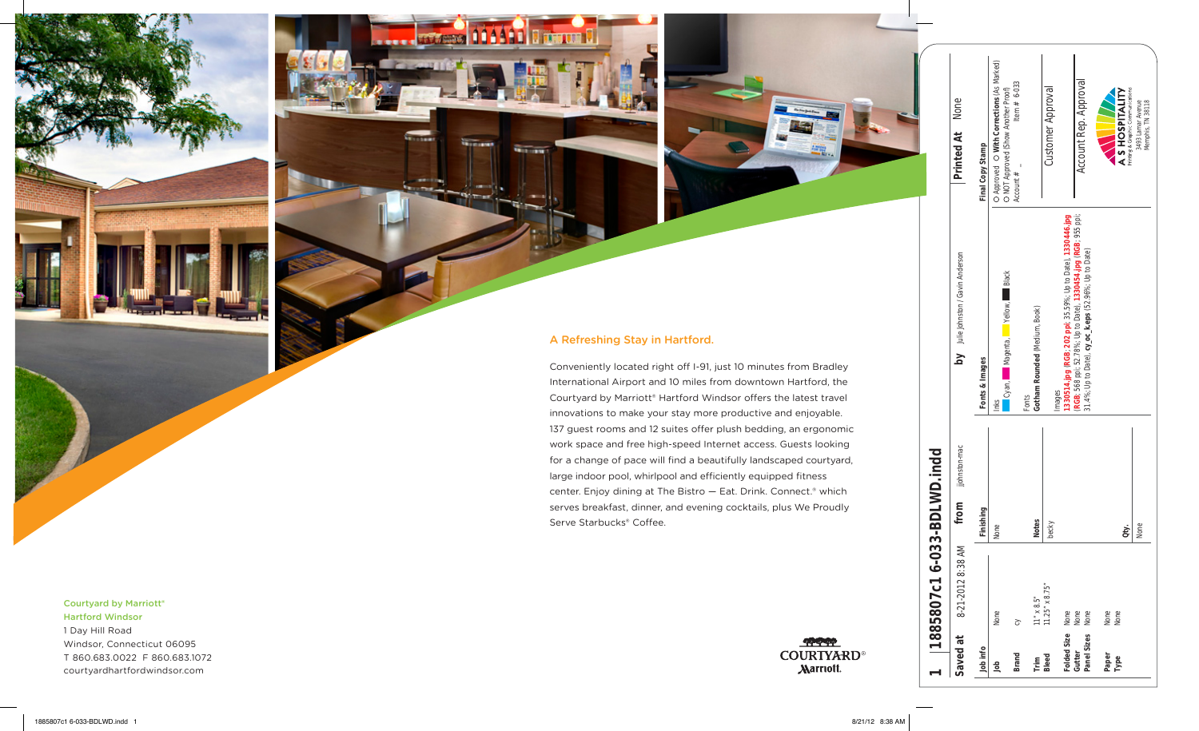## A Refreshing Stay in Hartford.

Conveniently located right off I-91, just 10 minutes from Bradley International Airport and 10 miles from downtown Hartford, the Courtyard by Marriott® Hartford Windsor offers the latest travel innovations to make your stay more productive and enjoyable. 137 guest rooms and 12 suites offer plush bedding, an ergonomic work space and free high-speed Internet access. Guests looking for a change of pace will find a beautifully landscaped courtyard, large indoor pool, whirlpool and efficiently equipped fitness center. Enjoy dining at The Bistro — Eat. Drink. Connect.® which serves breakfast, dinner, and evening cocktails, plus We Proudly Serve Starbucks® Coffee.

Courtyard by Marriott®
Hartford Windsor
1 Day Hill Road
Windsor, Connecticut 06095
T 860.683.0022 F 860.683.1072
courtyardhartfordwindsor.com

COURTYARD®
Marriott.

**1 | 1885807c1 6-033-BDLWD.indd**

**Saved at** 8-21-2012 8:38 AM **from** jjohnston-mac **by** Julie Johnston / Gavin Anderson **Printed At** None

**Job Info**

| | |
|---|---|
| **Job** | None |
| **Brand** | cy |
| **Trim** | 11" x 8.5" |
| **Bleed** | 11.25" x 8.75" |
| **Folded Size** | None |
| **Gutter** | None |
| **Panel Sizes** | None |
| **Paper** | None |
| **Type** | None |

**Finishing**
None

**Notes**
becky

**Qty.**
None

**Fonts & Images**

Inks
Cyan, Magenta, Yellow, Black

Fonts
**Gotham Rounded** (Medium, Book)

Images
1330514.jpg (RGB; 202 ppi; 35.59%; Up to Date), 1330446.jpg (RGB; 568 ppi; 52.78%; Up to Date), 1330454.jpg (RGB; 955 ppi; 31.4%; Up to Date), cy_oc_k.eps (52.96%; Up to Date)

**Final Copy Stamp**

O Approved O With Corrections (As Marked)
O NOT Approved (Show Another Proof)
Account # _ Item # 6-033

Customer Approval

Account Rep. Approval

A S HOSPITALITY
3493 Lamar Avenue
Memphis, TN 38118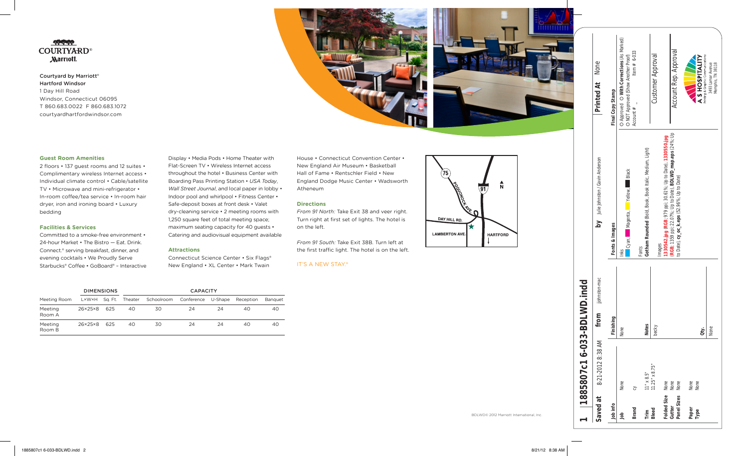COURTYARD® Marriott.

Courtyard by Marriott®
Hartford Windsor
1 Day Hill Road
Windsor, Connecticut 06095
T 860.683.0022 F 860.683.1072
courtyardhartfordwindsor.com

### Guest Room Amenities

2 floors • 137 guest rooms and 12 suites • Complimentary wireless Internet access • Individual climate control • Cable/satellite TV • Microwave and mini-refrigerator • In-room coffee/tea service • In-room hair dryer, iron and ironing board • Luxury bedding

### Facilities & Services

Committed to a smoke-free environment • 24-hour Market • The Bistro — Eat. Drink. Connect.® serving breakfast, dinner, and evening cocktails • We Proudly Serve Starbucks® Coffee • GoBoard® – Interactive Display • Media Pods • Home Theater with Flat-Screen TV • Wireless Internet access throughout the hotel • Business Center with Boarding Pass Printing Station • *USA Today*, *Wall Street Journal*, and local paper in lobby • Indoor pool and whirlpool • Fitness Center • Safe-deposit boxes at front desk • Valet dry-cleaning service • 2 meeting rooms with 1,250 square feet of total meeting space; maximum seating capacity for 40 guests • Catering and audiovisual equipment available

### Attractions

Connecticut Science Center • Six Flags® New England • XL Center • Mark Twain House • Connecticut Convention Center • New England Air Museum • Basketball Hall of Fame • Rentschler Field • New England Dodge Music Center • Wadsworth Atheneum

### Directions

*From 91 North:* Take Exit 38 and veer right. Turn right at first set of lights. The hotel is on the left.

*From 91 South:* Take Exit 38B. Turn left at the first traffic light. The hotel is on the left.

IT'S A NEW STAY.®

75
POQUONOCK AVE.
91
N
DAY HILL RD.
LAMBERTON AVE.
HARTFORD

| | DIMENSIONS | | CAPACITY | | | | | |
|---|---|---|---|---|---|---|---|---|
| Meeting Room | L×W×H | Sq. Ft. | Theater | Schoolroom | Conference | U-Shape | Reception | Banquet |
| Meeting Room A | 26×25×8 | 625 | 40 | 30 | 24 | 24 | 40 | 40 |
| Meeting Room B | 26×25×8 | 625 | 40 | 30 | 24 | 24 | 40 | 40 |

BDLWD© 2012 Marriott International, Inc.

1 | 1885807c1 6-033-BDLWD.indd

Saved at 8-21-2012 8:38 AM from jjohnston-mac by Julie Johnston / Gavin Anderson | Printed At None

| Job info | | Finishing | Fonts & Images | Final Copy Stamp |
|---|---|---|---|---|
| Job | None | None | Inks: Cyan, Magenta, Yellow, Black | O Approved O With Corrections (As Marked) O NOT Approved (Show Another Proof) |
| Brand | cy | | Fonts: Gotham Rounded (Bold, Book, Book Italic, Medium, Light) | Account # – Item # 6-033 |
| Trim | 11" x 8.5" | Notes | Images: 1330542.jpg (RGB; 979 ppi; 30.61%; Up to Date), 1330550.jpg (RGB; 1359 ppi; 22.07%; Up to Date), BDLWD_map.eps (24%; Up to Date), cy_oc_k.eps (52.96%; Up to Date) | Customer Approval |
| Bleed | 11.25" x 8.75" | becky | | Account Rep. Approval |
| Folded Size | None | | | |
| Gutter | None | | | |
| Panel Sizes | None | | | |
| Paper | None | Qty. | | |
| Type | None | None | | |

A S HOSPITALITY
3493 Lamar Avenue
Memphis, TN 38118